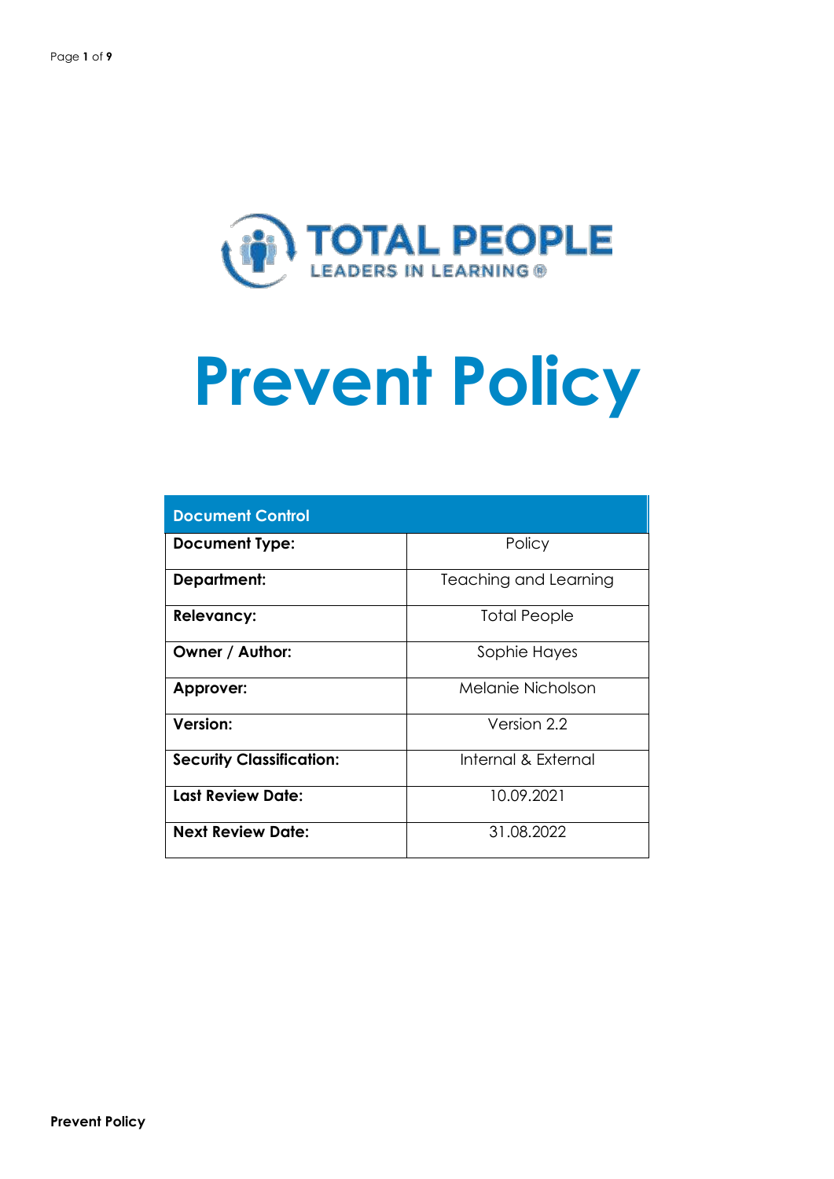TOTAL PEOPLE

LEADERS IN LEARNING ®

# Prevent Policy

| Document Control | |
|---|---|
| **Document Type:** | Policy |
| **Department:** | Teaching and Learning |
| **Relevancy:** | Total People |
| **Owner / Author:** | Sophie Hayes |
| **Approver:** | Melanie Nicholson |
| **Version:** | Version 2.2 |
| **Security Classification:** | Internal & External |
| **Last Review Date:** | 10.09.2021 |
| **Next Review Date:** | 31.08.2022 |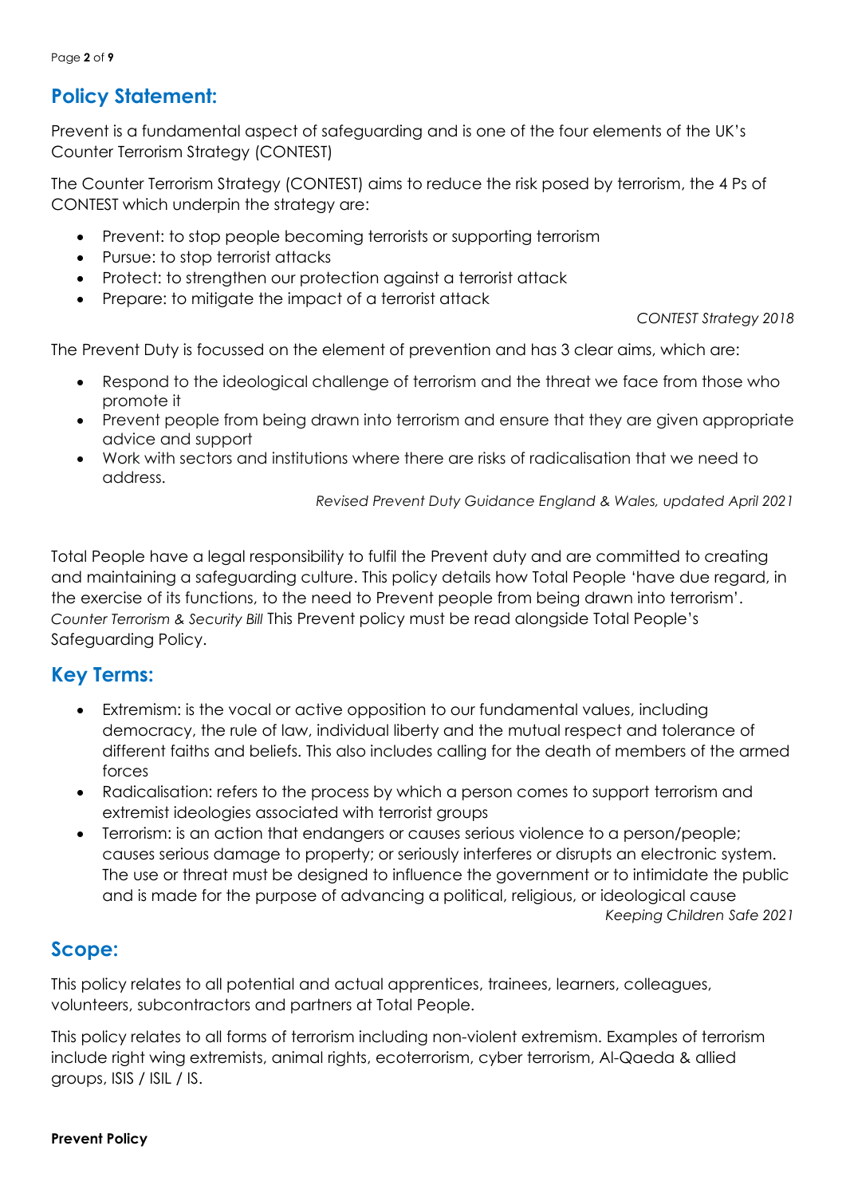## Policy Statement:

Prevent is a fundamental aspect of safeguarding and is one of the four elements of the UK's Counter Terrorism Strategy (CONTEST)

The Counter Terrorism Strategy (CONTEST) aims to reduce the risk posed by terrorism, the 4 Ps of CONTEST which underpin the strategy are:

- Prevent: to stop people becoming terrorists or supporting terrorism
- Pursue: to stop terrorist attacks
- Protect: to strengthen our protection against a terrorist attack
- Prepare: to mitigate the impact of a terrorist attack

*CONTEST Strategy 2018*

The Prevent Duty is focussed on the element of prevention and has 3 clear aims, which are:

- Respond to the ideological challenge of terrorism and the threat we face from those who promote it
- Prevent people from being drawn into terrorism and ensure that they are given appropriate advice and support
- Work with sectors and institutions where there are risks of radicalisation that we need to address.

*Revised Prevent Duty Guidance England & Wales, updated April 2021*

Total People have a legal responsibility to fulfil the Prevent duty and are committed to creating and maintaining a safeguarding culture. This policy details how Total People 'have due regard, in the exercise of its functions, to the need to Prevent people from being drawn into terrorism'. *Counter Terrorism & Security Bill* This Prevent policy must be read alongside Total People's Safeguarding Policy.

## Key Terms:

- Extremism: is the vocal or active opposition to our fundamental values, including democracy, the rule of law, individual liberty and the mutual respect and tolerance of different faiths and beliefs. This also includes calling for the death of members of the armed forces
- Radicalisation: refers to the process by which a person comes to support terrorism and extremist ideologies associated with terrorist groups
- Terrorism: is an action that endangers or causes serious violence to a person/people; causes serious damage to property; or seriously interferes or disrupts an electronic system. The use or threat must be designed to influence the government or to intimidate the public and is made for the purpose of advancing a political, religious, or ideological cause

*Keeping Children Safe 2021*

## Scope:

This policy relates to all potential and actual apprentices, trainees, learners, colleagues, volunteers, subcontractors and partners at Total People.

This policy relates to all forms of terrorism including non-violent extremism. Examples of terrorism include right wing extremists, animal rights, ecoterrorism, cyber terrorism, Al-Qaeda & allied groups, ISIS / ISIL / IS.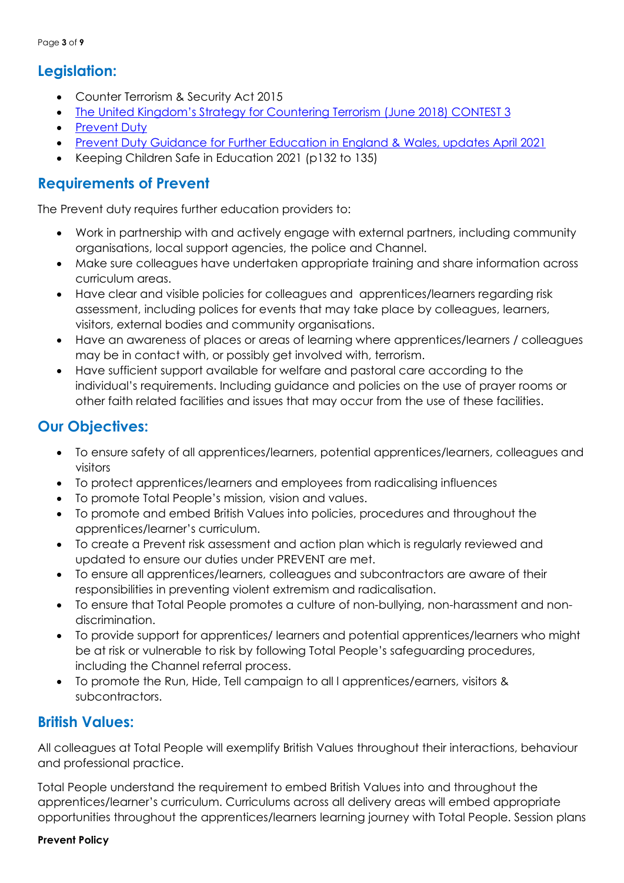## Legislation:

- Counter Terrorism & Security Act 2015
- The United Kingdom's Strategy for Countering Terrorism (June 2018) CONTEST 3
- Prevent Duty
- Prevent Duty Guidance for Further Education in England & Wales, updates April 2021
- Keeping Children Safe in Education 2021 (p132 to 135)

## Requirements of Prevent

The Prevent duty requires further education providers to:

- Work in partnership with and actively engage with external partners, including community organisations, local support agencies, the police and Channel.
- Make sure colleagues have undertaken appropriate training and share information across curriculum areas.
- Have clear and visible policies for colleagues and apprentices/learners regarding risk assessment, including polices for events that may take place by colleagues, learners, visitors, external bodies and community organisations.
- Have an awareness of places or areas of learning where apprentices/learners / colleagues may be in contact with, or possibly get involved with, terrorism.
- Have sufficient support available for welfare and pastoral care according to the individual's requirements. Including guidance and policies on the use of prayer rooms or other faith related facilities and issues that may occur from the use of these facilities.

## Our Objectives:

- To ensure safety of all apprentices/learners, potential apprentices/learners, colleagues and visitors
- To protect apprentices/learners and employees from radicalising influences
- To promote Total People's mission, vision and values.
- To promote and embed British Values into policies, procedures and throughout the apprentices/learner's curriculum.
- To create a Prevent risk assessment and action plan which is regularly reviewed and updated to ensure our duties under PREVENT are met.
- To ensure all apprentices/learners, colleagues and subcontractors are aware of their responsibilities in preventing violent extremism and radicalisation.
- To ensure that Total People promotes a culture of non-bullying, non-harassment and non-discrimination.
- To provide support for apprentices/ learners and potential apprentices/learners who might be at risk or vulnerable to risk by following Total People's safeguarding procedures, including the Channel referral process.
- To promote the Run, Hide, Tell campaign to all l apprentices/earners, visitors & subcontractors.

## British Values:

All colleagues at Total People will exemplify British Values throughout their interactions, behaviour and professional practice.

Total People understand the requirement to embed British Values into and throughout the apprentices/learner's curriculum. Curriculums across all delivery areas will embed appropriate opportunities throughout the apprentices/learners learning journey with Total People. Session plans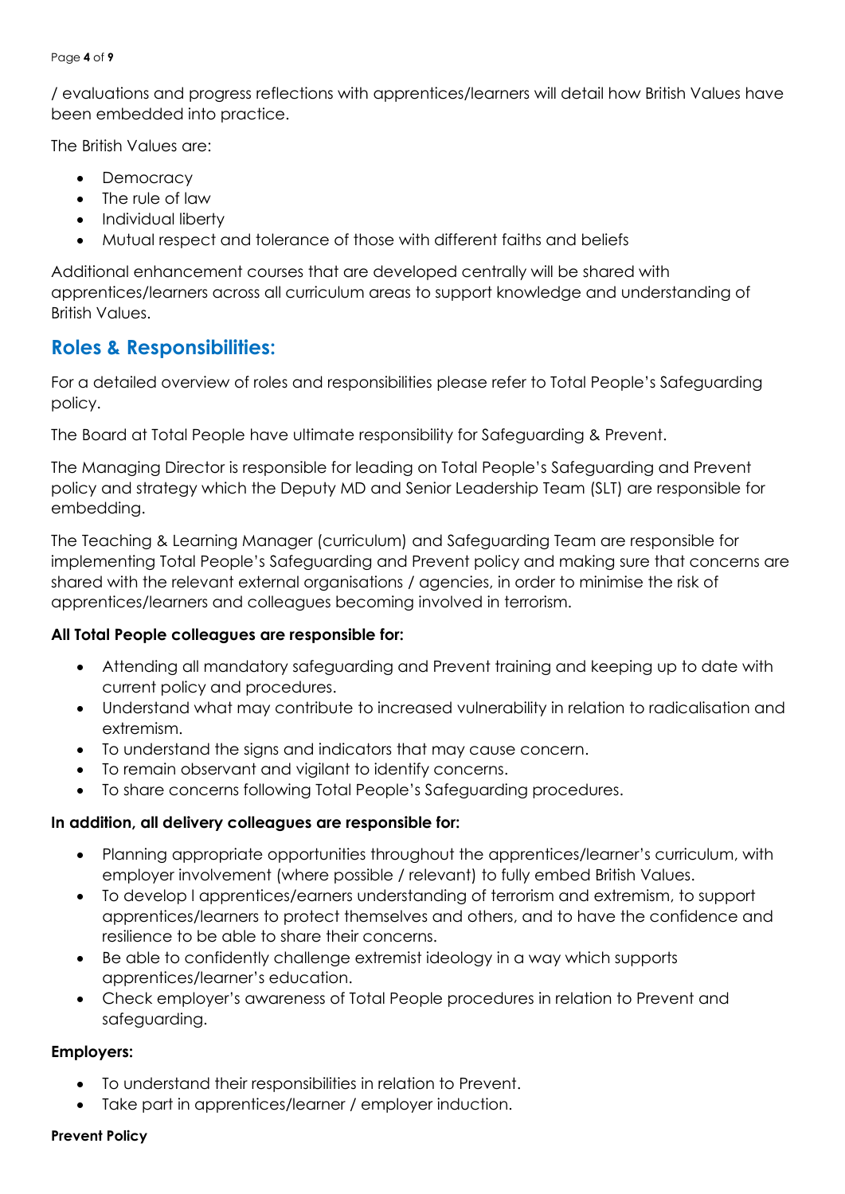/ evaluations and progress reflections with apprentices/learners will detail how British Values have been embedded into practice.

The British Values are:

- Democracy
- The rule of law
- Individual liberty
- Mutual respect and tolerance of those with different faiths and beliefs

Additional enhancement courses that are developed centrally will be shared with apprentices/learners across all curriculum areas to support knowledge and understanding of British Values.

## Roles & Responsibilities:

For a detailed overview of roles and responsibilities please refer to Total People's Safeguarding policy.

The Board at Total People have ultimate responsibility for Safeguarding & Prevent.

The Managing Director is responsible for leading on Total People's Safeguarding and Prevent policy and strategy which the Deputy MD and Senior Leadership Team (SLT) are responsible for embedding.

The Teaching & Learning Manager (curriculum) and Safeguarding Team are responsible for implementing Total People's Safeguarding and Prevent policy and making sure that concerns are shared with the relevant external organisations / agencies, in order to minimise the risk of apprentices/learners and colleagues becoming involved in terrorism.

**All Total People colleagues are responsible for:**

- Attending all mandatory safeguarding and Prevent training and keeping up to date with current policy and procedures.
- Understand what may contribute to increased vulnerability in relation to radicalisation and extremism.
- To understand the signs and indicators that may cause concern.
- To remain observant and vigilant to identify concerns.
- To share concerns following Total People's Safeguarding procedures.

**In addition, all delivery colleagues are responsible for:**

- Planning appropriate opportunities throughout the apprentices/learner's curriculum, with employer involvement (where possible / relevant) to fully embed British Values.
- To develop l apprentices/earners understanding of terrorism and extremism, to support apprentices/learners to protect themselves and others, and to have the confidence and resilience to be able to share their concerns.
- Be able to confidently challenge extremist ideology in a way which supports apprentices/learner's education.
- Check employer's awareness of Total People procedures in relation to Prevent and safeguarding.

**Employers:**

- To understand their responsibilities in relation to Prevent.
- Take part in apprentices/learner / employer induction.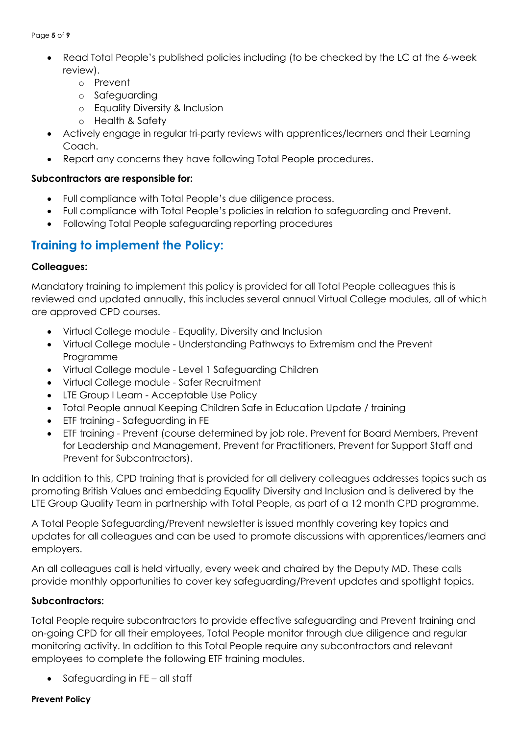- Read Total People's published policies including (to be checked by the LC at the 6-week review).
    - Prevent
    - Safeguarding
    - Equality Diversity & Inclusion
    - Health & Safety
- Actively engage in regular tri-party reviews with apprentices/learners and their Learning Coach.
- Report any concerns they have following Total People procedures.

**Subcontractors are responsible for:**

- Full compliance with Total People's due diligence process.
- Full compliance with Total People's policies in relation to safeguarding and Prevent.
- Following Total People safeguarding reporting procedures

## Training to implement the Policy:

**Colleagues:**

Mandatory training to implement this policy is provided for all Total People colleagues this is reviewed and updated annually, this includes several annual Virtual College modules, all of which are approved CPD courses.

- Virtual College module - Equality, Diversity and Inclusion
- Virtual College module - Understanding Pathways to Extremism and the Prevent Programme
- Virtual College module - Level 1 Safeguarding Children
- Virtual College module - Safer Recruitment
- LTE Group I Learn - Acceptable Use Policy
- Total People annual Keeping Children Safe in Education Update / training
- ETF training - Safeguarding in FE
- ETF training - Prevent (course determined by job role. Prevent for Board Members, Prevent for Leadership and Management, Prevent for Practitioners, Prevent for Support Staff and Prevent for Subcontractors).

In addition to this, CPD training that is provided for all delivery colleagues addresses topics such as promoting British Values and embedding Equality Diversity and Inclusion and is delivered by the LTE Group Quality Team in partnership with Total People, as part of a 12 month CPD programme.

A Total People Safeguarding/Prevent newsletter is issued monthly covering key topics and updates for all colleagues and can be used to promote discussions with apprentices/learners and employers.

An all colleagues call is held virtually, every week and chaired by the Deputy MD. These calls provide monthly opportunities to cover key safeguarding/Prevent updates and spotlight topics.

**Subcontractors:**

Total People require subcontractors to provide effective safeguarding and Prevent training and on-going CPD for all their employees, Total People monitor through due diligence and regular monitoring activity. In addition to this Total People require any subcontractors and relevant employees to complete the following ETF training modules.

- Safeguarding in FE – all staff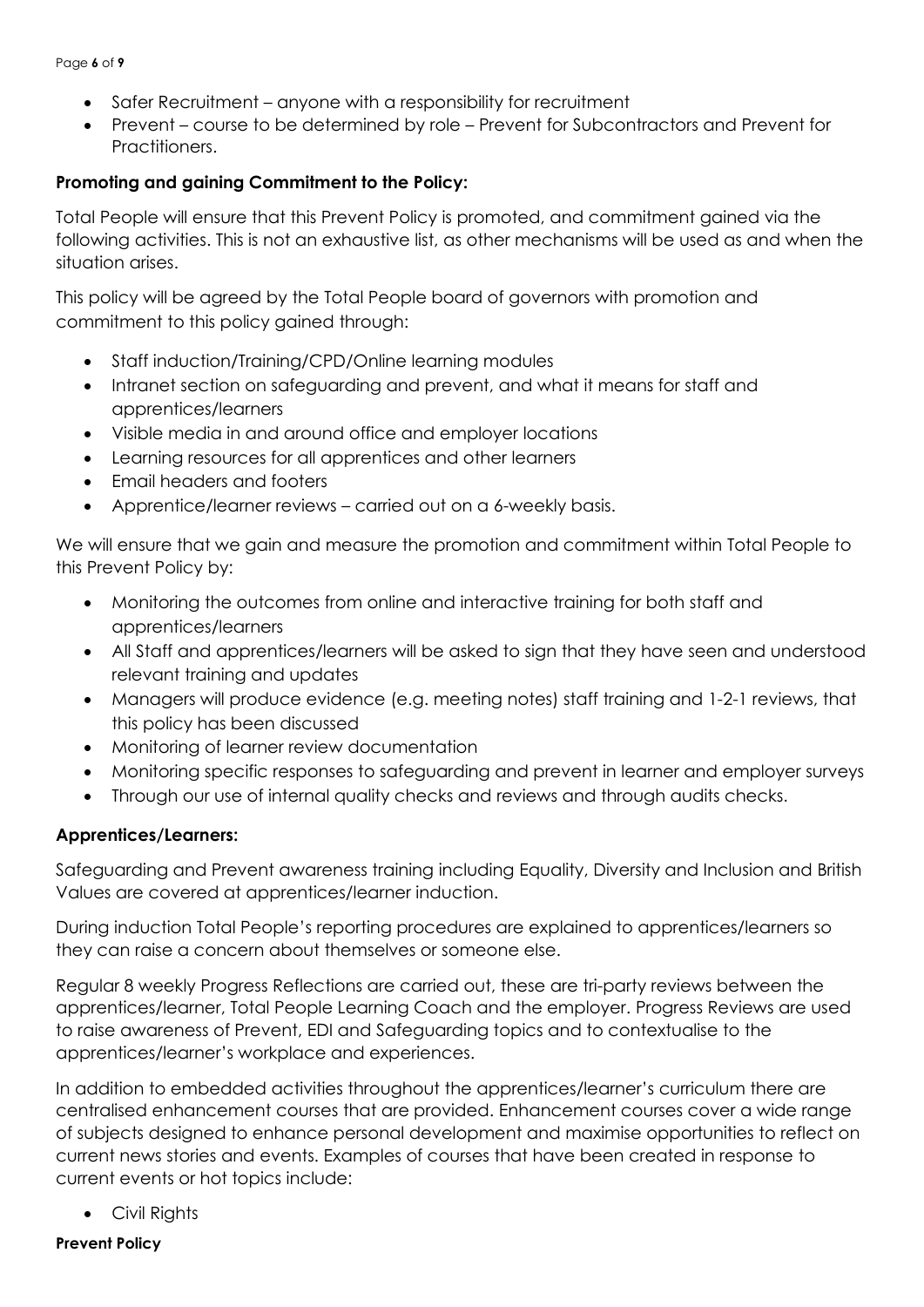- Safer Recruitment – anyone with a responsibility for recruitment
- Prevent – course to be determined by role – Prevent for Subcontractors and Prevent for Practitioners.

**Promoting and gaining Commitment to the Policy:**

Total People will ensure that this Prevent Policy is promoted, and commitment gained via the following activities. This is not an exhaustive list, as other mechanisms will be used as and when the situation arises.

This policy will be agreed by the Total People board of governors with promotion and commitment to this policy gained through:

- Staff induction/Training/CPD/Online learning modules
- Intranet section on safeguarding and prevent, and what it means for staff and apprentices/learners
- Visible media in and around office and employer locations
- Learning resources for all apprentices and other learners
- Email headers and footers
- Apprentice/learner reviews – carried out on a 6-weekly basis.

We will ensure that we gain and measure the promotion and commitment within Total People to this Prevent Policy by:

- Monitoring the outcomes from online and interactive training for both staff and apprentices/learners
- All Staff and apprentices/learners will be asked to sign that they have seen and understood relevant training and updates
- Managers will produce evidence (e.g. meeting notes) staff training and 1-2-1 reviews, that this policy has been discussed
- Monitoring of learner review documentation
- Monitoring specific responses to safeguarding and prevent in learner and employer surveys
- Through our use of internal quality checks and reviews and through audits checks.

**Apprentices/Learners:**

Safeguarding and Prevent awareness training including Equality, Diversity and Inclusion and British Values are covered at apprentices/learner induction.

During induction Total People's reporting procedures are explained to apprentices/learners so they can raise a concern about themselves or someone else.

Regular 8 weekly Progress Reflections are carried out, these are tri-party reviews between the apprentices/learner, Total People Learning Coach and the employer. Progress Reviews are used to raise awareness of Prevent, EDI and Safeguarding topics and to contextualise to the apprentices/learner's workplace and experiences.

In addition to embedded activities throughout the apprentices/learner's curriculum there are centralised enhancement courses that are provided. Enhancement courses cover a wide range of subjects designed to enhance personal development and maximise opportunities to reflect on current news stories and events. Examples of courses that have been created in response to current events or hot topics include:

- Civil Rights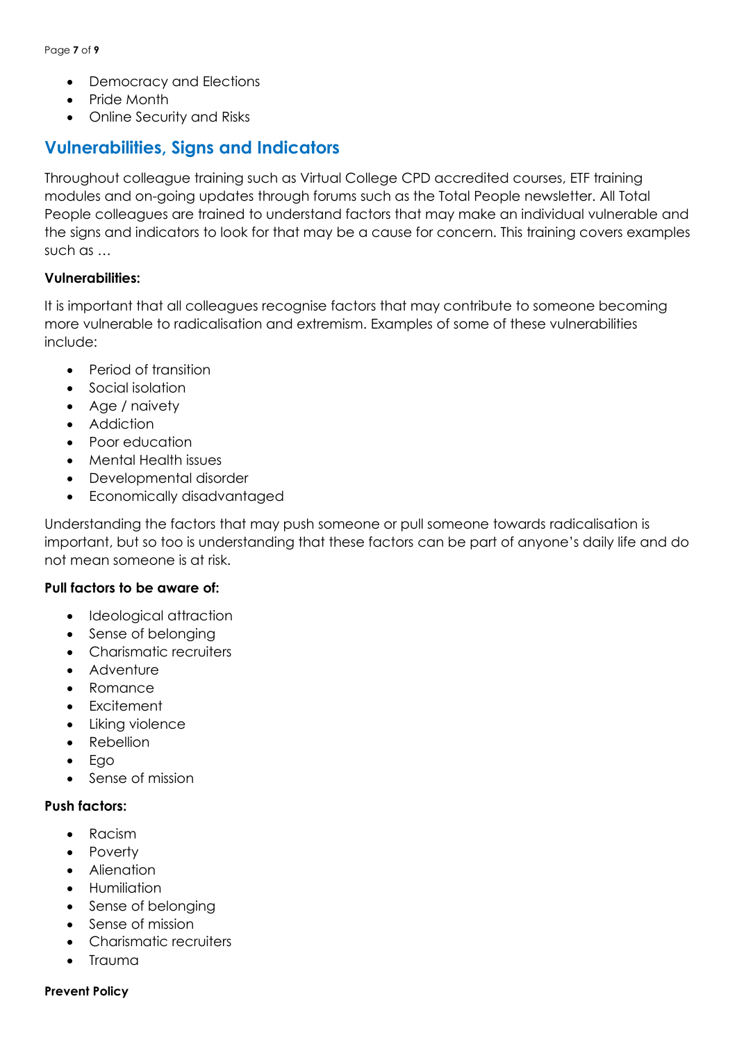- Democracy and Elections
- Pride Month
- Online Security and Risks

## Vulnerabilities, Signs and Indicators

Throughout colleague training such as Virtual College CPD accredited courses, ETF training modules and on-going updates through forums such as the Total People newsletter. All Total People colleagues are trained to understand factors that may make an individual vulnerable and the signs and indicators to look for that may be a cause for concern. This training covers examples such as …

**Vulnerabilities:**

It is important that all colleagues recognise factors that may contribute to someone becoming more vulnerable to radicalisation and extremism. Examples of some of these vulnerabilities include:

- Period of transition
- Social isolation
- Age / naivety
- Addiction
- Poor education
- Mental Health issues
- Developmental disorder
- Economically disadvantaged

Understanding the factors that may push someone or pull someone towards radicalisation is important, but so too is understanding that these factors can be part of anyone's daily life and do not mean someone is at risk.

**Pull factors to be aware of:**

- Ideological attraction
- Sense of belonging
- Charismatic recruiters
- Adventure
- Romance
- Excitement
- Liking violence
- Rebellion
- Ego
- Sense of mission

**Push factors:**

- Racism
- Poverty
- Alienation
- Humiliation
- Sense of belonging
- Sense of mission
- Charismatic recruiters
- Trauma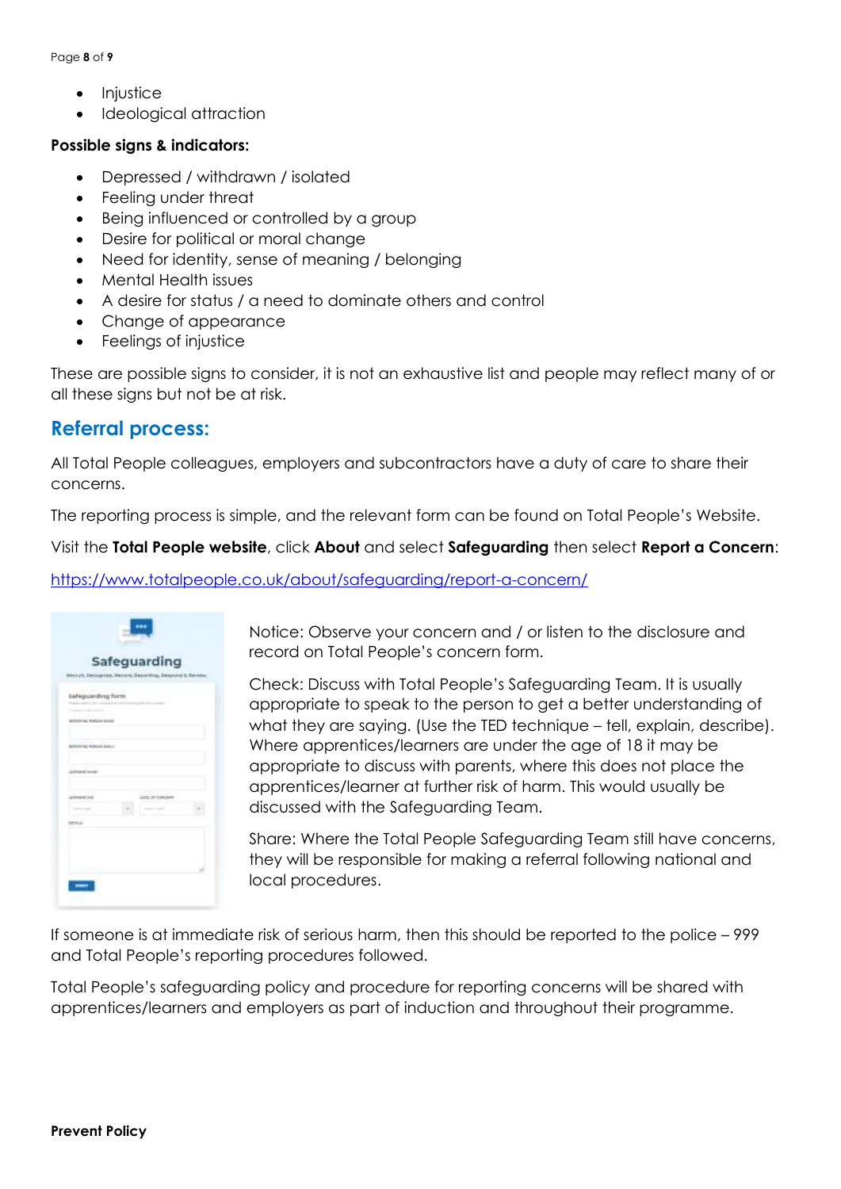- Injustice
- Ideological attraction

**Possible signs & indicators:**

- Depressed / withdrawn / isolated
- Feeling under threat
- Being influenced or controlled by a group
- Desire for political or moral change
- Need for identity, sense of meaning / belonging
- Mental Health issues
- A desire for status / a need to dominate others and control
- Change of appearance
- Feelings of injustice

These are possible signs to consider, it is not an exhaustive list and people may reflect many of or all these signs but not be at risk.

## Referral process:

All Total People colleagues, employers and subcontractors have a duty of care to share their concerns.

The reporting process is simple, and the relevant form can be found on Total People's Website.

Visit the **Total People website**, click **About** and select **Safeguarding** then select **Report a Concern**:

https://www.totalpeople.co.uk/about/safeguarding/report-a-concern/

Notice: Observe your concern and / or listen to the disclosure and record on Total People's concern form.

Check: Discuss with Total People's Safeguarding Team. It is usually appropriate to speak to the person to get a better understanding of what they are saying. (Use the TED technique – tell, explain, describe). Where apprentices/learners are under the age of 18 it may be appropriate to discuss with parents, where this does not place the apprentices/learner at further risk of harm. This would usually be discussed with the Safeguarding Team.

Share: Where the Total People Safeguarding Team still have concerns, they will be responsible for making a referral following national and local procedures.

If someone is at immediate risk of serious harm, then this should be reported to the police – 999 and Total People's reporting procedures followed.

Total People's safeguarding policy and procedure for reporting concerns will be shared with apprentices/learners and employers as part of induction and throughout their programme.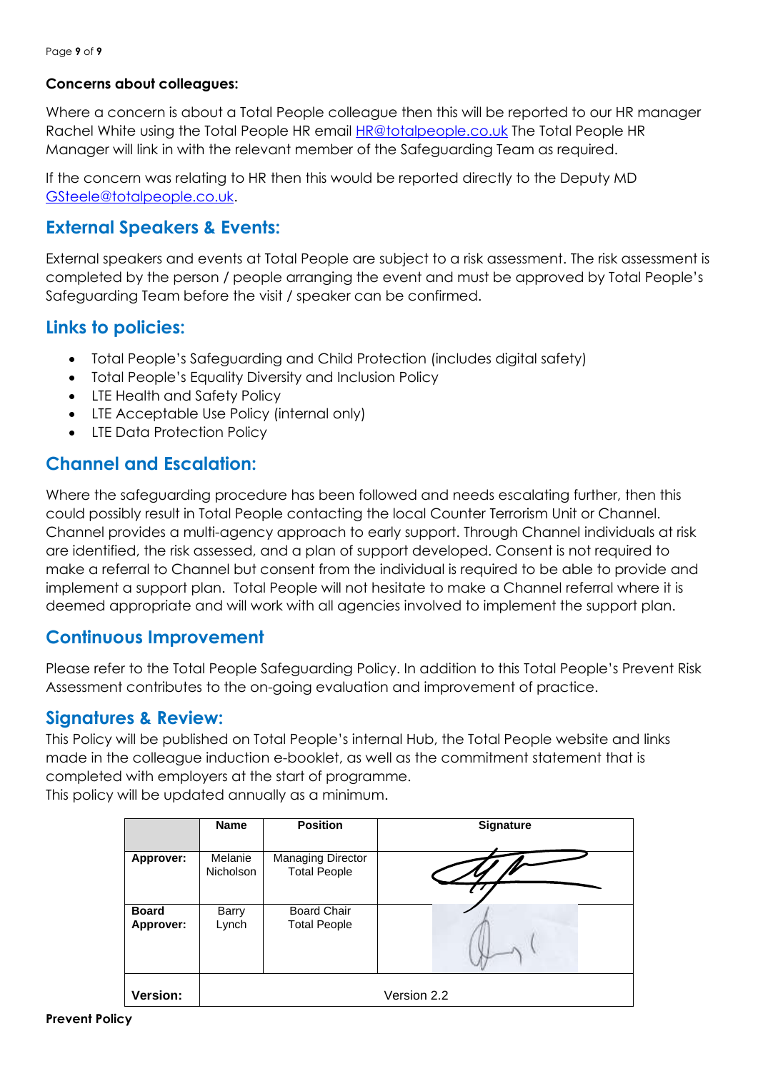**Concerns about colleagues:**

Where a concern is about a Total People colleague then this will be reported to our HR manager Rachel White using the Total People HR email HR@totalpeople.co.uk The Total People HR Manager will link in with the relevant member of the Safeguarding Team as required.

If the concern was relating to HR then this would be reported directly to the Deputy MD GSteele@totalpeople.co.uk.

## External Speakers & Events:

External speakers and events at Total People are subject to a risk assessment. The risk assessment is completed by the person / people arranging the event and must be approved by Total People's Safeguarding Team before the visit / speaker can be confirmed.

## Links to policies:

- Total People's Safeguarding and Child Protection (includes digital safety)
- Total People's Equality Diversity and Inclusion Policy
- LTE Health and Safety Policy
- LTE Acceptable Use Policy (internal only)
- LTE Data Protection Policy

## Channel and Escalation:

Where the safeguarding procedure has been followed and needs escalating further, then this could possibly result in Total People contacting the local Counter Terrorism Unit or Channel. Channel provides a multi-agency approach to early support. Through Channel individuals at risk are identified, the risk assessed, and a plan of support developed. Consent is not required to make a referral to Channel but consent from the individual is required to be able to provide and implement a support plan. Total People will not hesitate to make a Channel referral where it is deemed appropriate and will work with all agencies involved to implement the support plan.

## Continuous Improvement

Please refer to the Total People Safeguarding Policy. In addition to this Total People's Prevent Risk Assessment contributes to the on-going evaluation and improvement of practice.

## Signatures & Review:

This Policy will be published on Total People's internal Hub, the Total People website and links made in the colleague induction e-booklet, as well as the commitment statement that is completed with employers at the start of programme.
This policy will be updated annually as a minimum.

| | Name | Position | Signature |
|---|---|---|---|
| **Approver:** | Melanie Nicholson | Managing Director Total People | |
| **Board Approver:** | Barry Lynch | Board Chair Total People | |
| **Version:** | Version 2.2 | | |

**Prevent Policy**